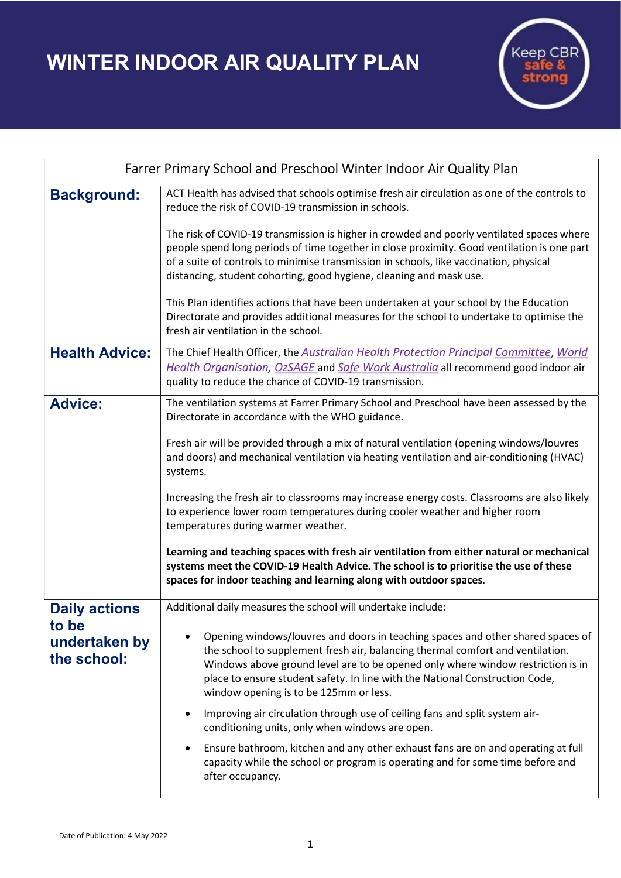# WINTER INDOOR AIR QUALITY PLAN

| Farrer Primary School and Preschool Winter Indoor Air Quality Plan | |
|---|---|
| **Background:** | ACT Health has advised that schools optimise fresh air circulation as one of the controls to reduce the risk of COVID-19 transmission in schools.<br><br>The risk of COVID-19 transmission is higher in crowded and poorly ventilated spaces where people spend long periods of time together in close proximity. Good ventilation is one part of a suite of controls to minimise transmission in schools, like vaccination, physical distancing, student cohorting, good hygiene, cleaning and mask use.<br><br>This Plan identifies actions that have been undertaken at your school by the Education Directorate and provides additional measures for the school to undertake to optimise the fresh air ventilation in the school. |
| **Health Advice:** | The Chief Health Officer, the *Australian Health Protection Principal Committee*, *World Health Organisation, OzSAGE* and *Safe Work Australia* all recommend good indoor air quality to reduce the chance of COVID-19 transmission. |
| **Advice:** | The ventilation systems at Farrer Primary School and Preschool have been assessed by the Directorate in accordance with the WHO guidance.<br><br>Fresh air will be provided through a mix of natural ventilation (opening windows/louvres and doors) and mechanical ventilation via heating ventilation and air-conditioning (HVAC) systems.<br><br>Increasing the fresh air to classrooms may increase energy costs. Classrooms are also likely to experience lower room temperatures during cooler weather and higher room temperatures during warmer weather.<br><br>**Learning and teaching spaces with fresh air ventilation from either natural or mechanical systems meet the COVID-19 Health Advice. The school is to prioritise the use of these spaces for indoor teaching and learning along with outdoor spaces**. |
| **Daily actions to be undertaken by the school:** | Additional daily measures the school will undertake include:<br><br>• Opening windows/louvres and doors in teaching spaces and other shared spaces of the school to supplement fresh air, balancing thermal comfort and ventilation. Windows above ground level are to be opened only where window restriction is in place to ensure student safety. In line with the National Construction Code, window opening is to be 125mm or less.<br><br>• Improving air circulation through use of ceiling fans and split system air-conditioning units, only when windows are open.<br><br>• Ensure bathroom, kitchen and any other exhaust fans are on and operating at full capacity while the school or program is operating and for some time before and after occupancy. |

Date of Publication: 4 May 2022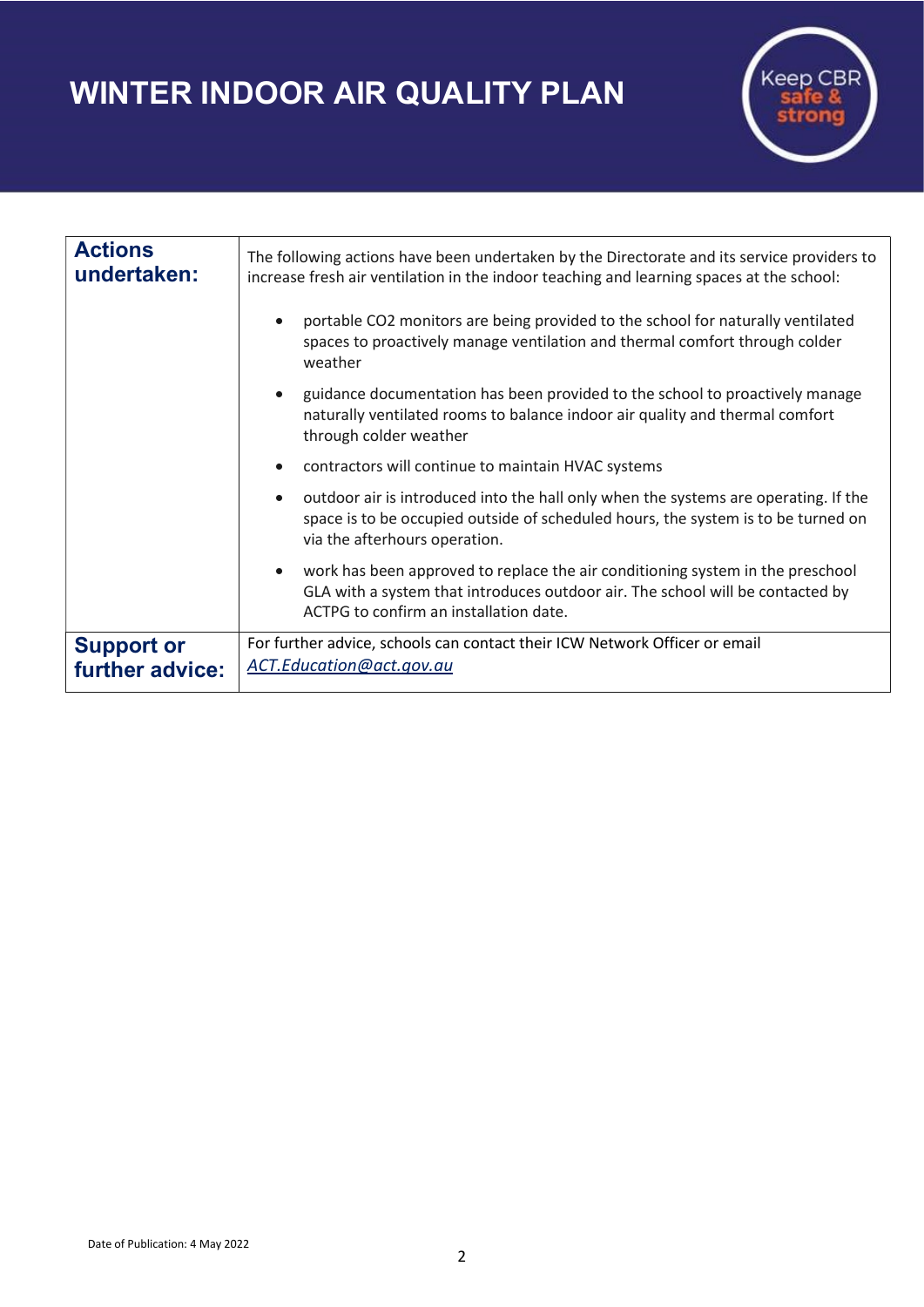# WINTER INDOOR AIR QUALITY PLAN

| | |
|---|---|
| **Actions undertaken:** | The following actions have been undertaken by the Directorate and its service providers to increase fresh air ventilation in the indoor teaching and learning spaces at the school:<br><br>• portable $CO_2$ monitors are being provided to the school for naturally ventilated spaces to proactively manage ventilation and thermal comfort through colder weather<br>• guidance documentation has been provided to the school to proactively manage naturally ventilated rooms to balance indoor air quality and thermal comfort through colder weather<br>• contractors will continue to maintain HVAC systems<br>• outdoor air is introduced into the hall only when the systems are operating. If the space is to be occupied outside of scheduled hours, the system is to be turned on via the afterhours operation.<br>• work has been approved to replace the air conditioning system in the preschool GLA with a system that introduces outdoor air. The school will be contacted by ACTPG to confirm an installation date. |
| **Support or further advice:** | For further advice, schools can contact their ICW Network Officer or email *ACT.Education@act.gov.au* |

Date of Publication: 4 May 2022